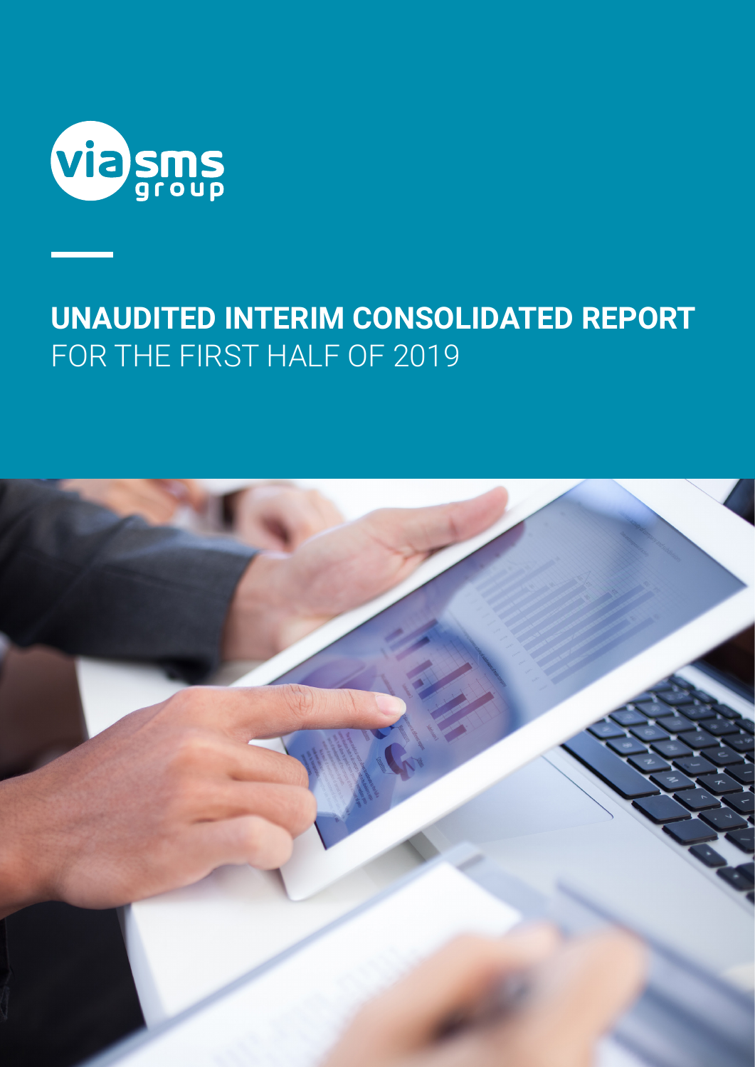via sms group

# UNAUDITED INTERIM CONSOLIDATED REPORT

FOR THE FIRST HALF OF 2019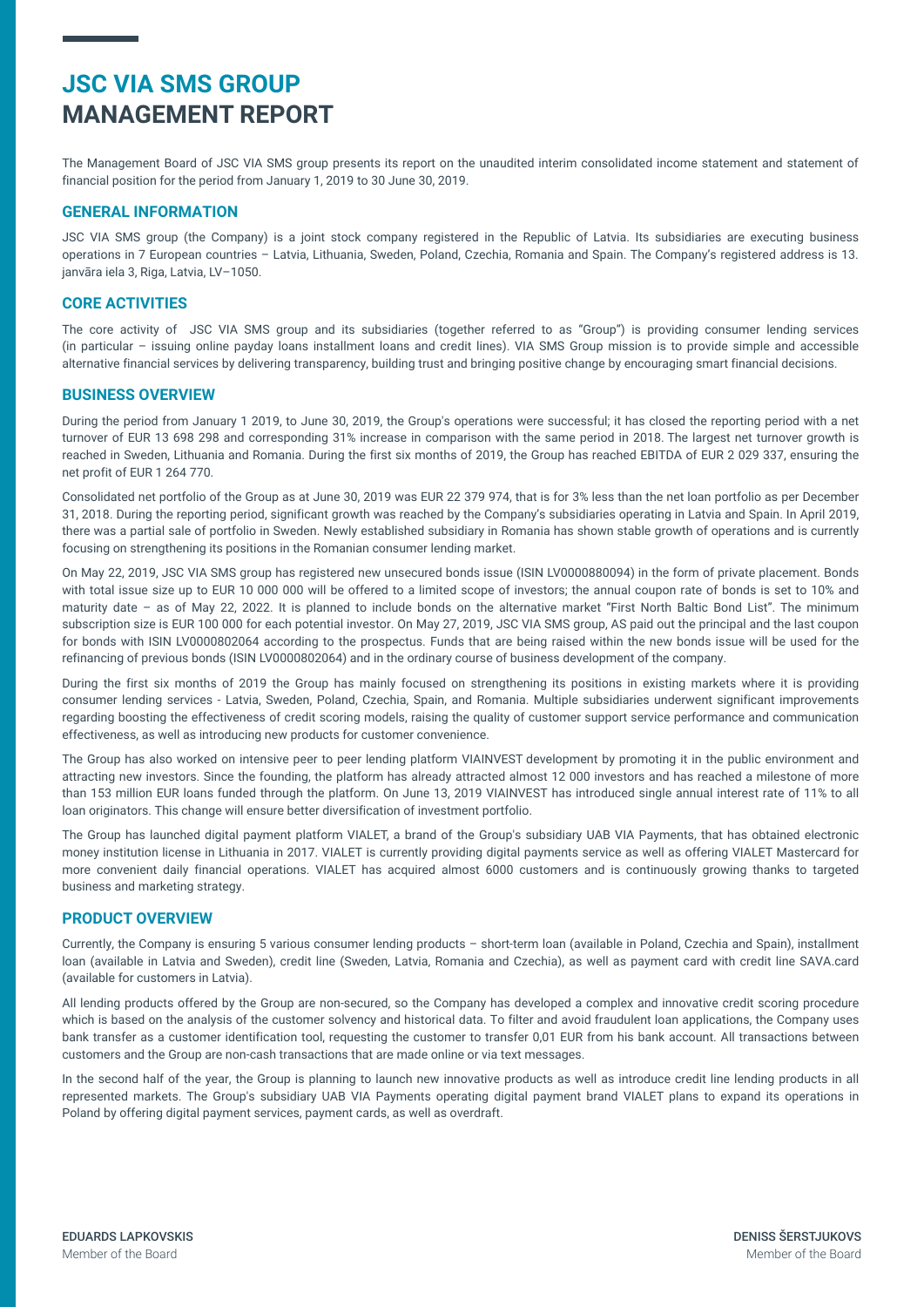# JSC VIA SMS GROUP
# MANAGEMENT REPORT

The Management Board of JSC VIA SMS group presents its report on the unaudited interim consolidated income statement and statement of financial position for the period from January 1, 2019 to 30 June 30, 2019.

## GENERAL INFORMATION

JSC VIA SMS group (the Company) is a joint stock company registered in the Republic of Latvia. Its subsidiaries are executing business operations in 7 European countries – Latvia, Lithuania, Sweden, Poland, Czechia, Romania and Spain. The Company's registered address is 13. janvāra iela 3, Riga, Latvia, LV–1050.

## CORE ACTIVITIES

The core activity of JSC VIA SMS group and its subsidiaries (together referred to as "Group") is providing consumer lending services (in particular – issuing online payday loans installment loans and credit lines). VIA SMS Group mission is to provide simple and accessible alternative financial services by delivering transparency, building trust and bringing positive change by encouraging smart financial decisions.

## BUSINESS OVERVIEW

During the period from January 1 2019, to June 30, 2019, the Group's operations were successful; it has closed the reporting period with a net turnover of EUR 13 698 298 and corresponding 31% increase in comparison with the same period in 2018. The largest net turnover growth is reached in Sweden, Lithuania and Romania. During the first six months of 2019, the Group has reached EBITDA of EUR 2 029 337, ensuring the net profit of EUR 1 264 770.

Consolidated net portfolio of the Group as at June 30, 2019 was EUR 22 379 974, that is for 3% less than the net loan portfolio as per December 31, 2018. During the reporting period, significant growth was reached by the Company's subsidiaries operating in Latvia and Spain. In April 2019, there was a partial sale of portfolio in Sweden. Newly established subsidiary in Romania has shown stable growth of operations and is currently focusing on strengthening its positions in the Romanian consumer lending market.

On May 22, 2019, JSC VIA SMS group has registered new unsecured bonds issue (ISIN LV0000880094) in the form of private placement. Bonds with total issue size up to EUR 10 000 000 will be offered to a limited scope of investors; the annual coupon rate of bonds is set to 10% and maturity date – as of May 22, 2022. It is planned to include bonds on the alternative market "First North Baltic Bond List". The minimum subscription size is EUR 100 000 for each potential investor. On May 27, 2019, JSC VIA SMS group, AS paid out the principal and the last coupon for bonds with ISIN LV0000802064 according to the prospectus. Funds that are being raised within the new bonds issue will be used for the refinancing of previous bonds (ISIN LV0000802064) and in the ordinary course of business development of the company.

During the first six months of 2019 the Group has mainly focused on strengthening its positions in existing markets where it is providing consumer lending services - Latvia, Sweden, Poland, Czechia, Spain, and Romania. Multiple subsidiaries underwent significant improvements regarding boosting the effectiveness of credit scoring models, raising the quality of customer support service performance and communication effectiveness, as well as introducing new products for customer convenience.

The Group has also worked on intensive peer to peer lending platform VIAINVEST development by promoting it in the public environment and attracting new investors. Since the founding, the platform has already attracted almost 12 000 investors and has reached a milestone of more than 153 million EUR loans funded through the platform. On June 13, 2019 VIAINVEST has introduced single annual interest rate of 11% to all loan originators. This change will ensure better diversification of investment portfolio.

The Group has launched digital payment platform VIALET, a brand of the Group's subsidiary UAB VIA Payments, that has obtained electronic money institution license in Lithuania in 2017. VIALET is currently providing digital payments service as well as offering VIALET Mastercard for more convenient daily financial operations. VIALET has acquired almost 6000 customers and is continuously growing thanks to targeted business and marketing strategy.

## PRODUCT OVERVIEW

Currently, the Company is ensuring 5 various consumer lending products – short-term loan (available in Poland, Czechia and Spain), installment loan (available in Latvia and Sweden), credit line (Sweden, Latvia, Romania and Czechia), as well as payment card with credit line SAVA.card (available for customers in Latvia).

All lending products offered by the Group are non-secured, so the Company has developed a complex and innovative credit scoring procedure which is based on the analysis of the customer solvency and historical data. To filter and avoid fraudulent loan applications, the Company uses bank transfer as a customer identification tool, requesting the customer to transfer 0,01 EUR from his bank account. All transactions between customers and the Group are non-cash transactions that are made online or via text messages.

In the second half of the year, the Group is planning to launch new innovative products as well as introduce credit line lending products in all represented markets. The Group's subsidiary UAB VIA Payments operating digital payment brand VIALET plans to expand its operations in Poland by offering digital payment services, payment cards, as well as overdraft.

**EDUARDS LAPKOVSKIS**
Member of the Board

**DENISS ŠERSTJUKOVS**
Member of the Board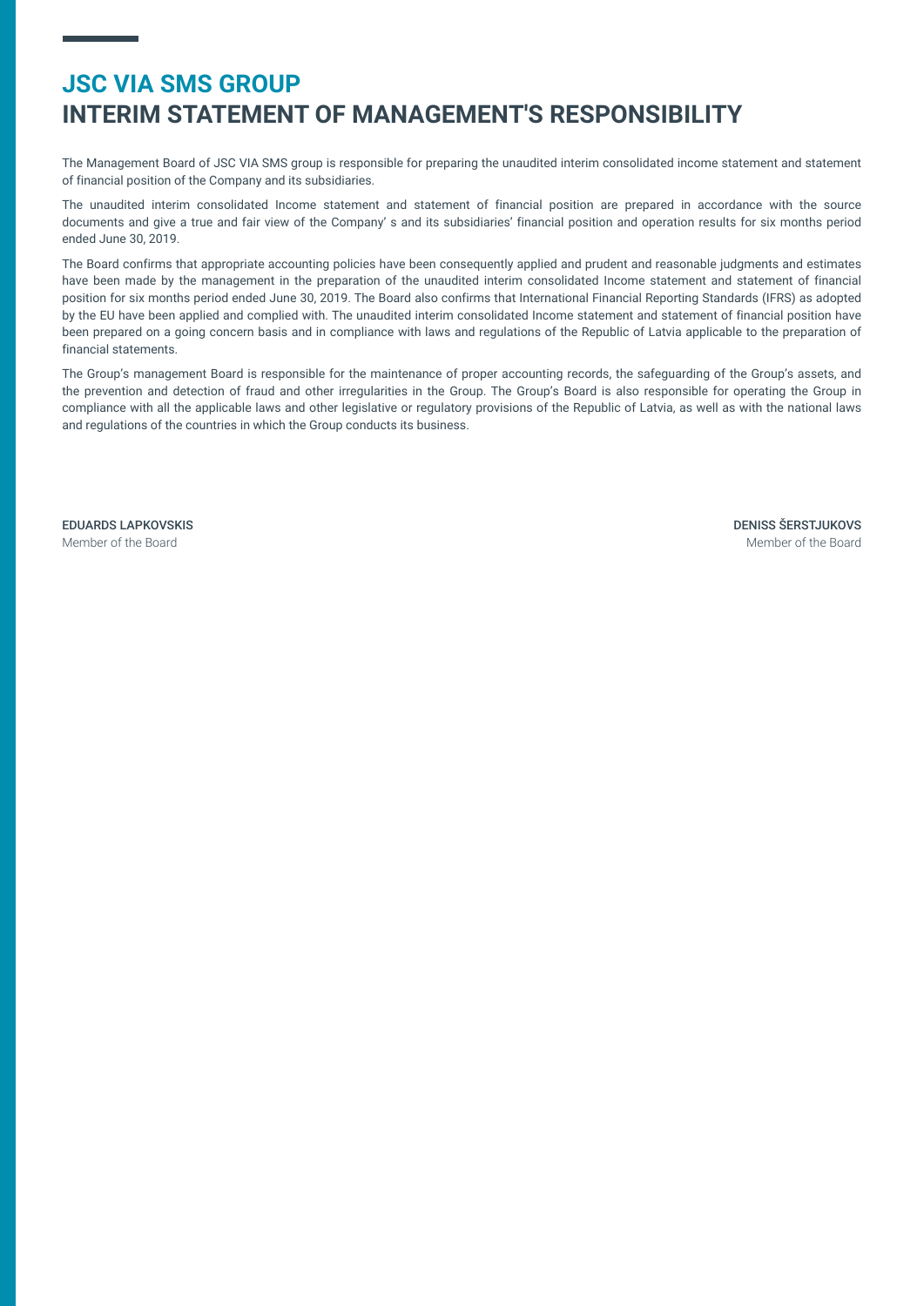# JSC VIA SMS GROUP
# INTERIM STATEMENT OF MANAGEMENT'S RESPONSIBILITY

The Management Board of JSC VIA SMS group is responsible for preparing the unaudited interim consolidated income statement and statement of financial position of the Company and its subsidiaries.

The unaudited interim consolidated Income statement and statement of financial position are prepared in accordance with the source documents and give a true and fair view of the Company' s and its subsidiaries' financial position and operation results for six months period ended June 30, 2019.

The Board confirms that appropriate accounting policies have been consequently applied and prudent and reasonable judgments and estimates have been made by the management in the preparation of the unaudited interim consolidated Income statement and statement of financial position for six months period ended June 30, 2019. The Board also confirms that International Financial Reporting Standards (IFRS) as adopted by the EU have been applied and complied with. The unaudited interim consolidated Income statement and statement of financial position have been prepared on a going concern basis and in compliance with laws and regulations of the Republic of Latvia applicable to the preparation of financial statements.

The Group's management Board is responsible for the maintenance of proper accounting records, the safeguarding of the Group's assets, and the prevention and detection of fraud and other irregularities in the Group. The Group's Board is also responsible for operating the Group in compliance with all the applicable laws and other legislative or regulatory provisions of the Republic of Latvia, as well as with the national laws and regulations of the countries in which the Group conducts its business.

EDUARDS LAPKOVSKIS
Member of the Board

DENISS ŠERSTJUKOVS
Member of the Board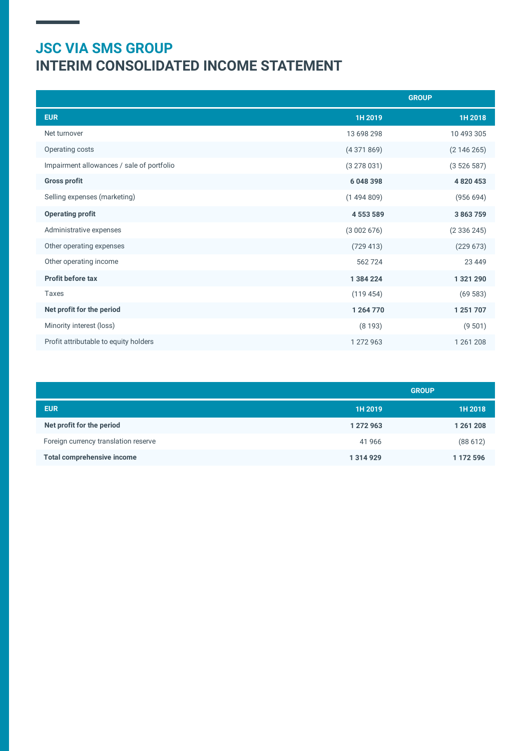# JSC VIA SMS GROUP
# INTERIM CONSOLIDATED INCOME STATEMENT

| | GROUP | |
|---|---|---|
| **EUR** | **1H 2019** | **1H 2018** |
| Net turnover | 13 698 298 | 10 493 305 |
| Operating costs | (4 371 869) | (2 146 265) |
| Impairment allowances / sale of portfolio | (3 278 031) | (3 526 587) |
| **Gross profit** | **6 048 398** | **4 820 453** |
| Selling expenses (marketing) | (1 494 809) | (956 694) |
| **Operating profit** | **4 553 589** | **3 863 759** |
| Administrative expenses | (3 002 676) | (2 336 245) |
| Other operating expenses | (729 413) | (229 673) |
| Other operating income | 562 724 | 23 449 |
| **Profit before tax** | **1 384 224** | **1 321 290** |
| Taxes | (119 454) | (69 583) |
| **Net profit for the period** | **1 264 770** | **1 251 707** |
| Minority interest (loss) | (8 193) | (9 501) |
| Profit attributable to equity holders | 1 272 963 | 1 261 208 |

| | GROUP | |
|---|---|---|
| **EUR** | **1H 2019** | **1H 2018** |
| **Net profit for the period** | **1 272 963** | **1 261 208** |
| Foreign currency translation reserve | 41 966 | (88 612) |
| **Total comprehensive income** | **1 314 929** | **1 172 596** |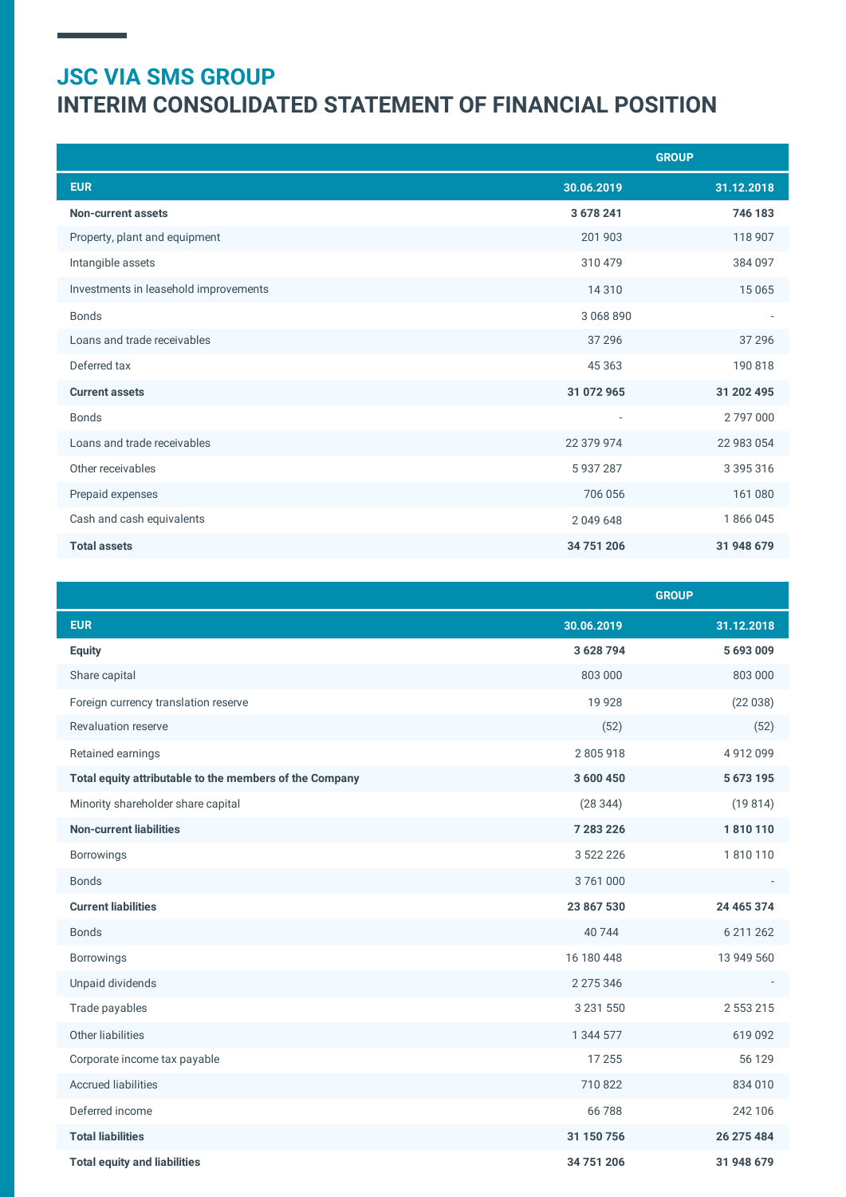# JSC VIA SMS GROUP
# INTERIM CONSOLIDATED STATEMENT OF FINANCIAL POSITION

| | GROUP | |
|---|---|---|
| **EUR** | **30.06.2019** | **31.12.2018** |
| **Non-current assets** | **3 678 241** | **746 183** |
| Property, plant and equipment | 201 903 | 118 907 |
| Intangible assets | 310 479 | 384 097 |
| Investments in leasehold improvements | 14 310 | 15 065 |
| Bonds | 3 068 890 | - |
| Loans and trade receivables | 37 296 | 37 296 |
| Deferred tax | 45 363 | 190 818 |
| **Current assets** | **31 072 965** | **31 202 495** |
| Bonds | - | 2 797 000 |
| Loans and trade receivables | 22 379 974 | 22 983 054 |
| Other receivables | 5 937 287 | 3 395 316 |
| Prepaid expenses | 706 056 | 161 080 |
| Cash and cash equivalents | 2 049 648 | 1 866 045 |
| **Total assets** | **34 751 206** | **31 948 679** |

| | GROUP | |
|---|---|---|
| **EUR** | **30.06.2019** | **31.12.2018** |
| **Equity** | **3 628 794** | **5 693 009** |
| Share capital | 803 000 | 803 000 |
| Foreign currency translation reserve | 19 928 | (22 038) |
| Revaluation reserve | (52) | (52) |
| Retained earnings | 2 805 918 | 4 912 099 |
| **Total equity attributable to the members of the Company** | **3 600 450** | **5 673 195** |
| Minority shareholder share capital | (28 344) | (19 814) |
| **Non-current liabilities** | **7 283 226** | **1 810 110** |
| Borrowings | 3 522 226 | 1 810 110 |
| Bonds | 3 761 000 | - |
| **Current liabilities** | **23 867 530** | **24 465 374** |
| Bonds | 40 744 | 6 211 262 |
| Borrowings | 16 180 448 | 13 949 560 |
| Unpaid dividends | 2 275 346 | - |
| Trade payables | 3 231 550 | 2 553 215 |
| Other liabilities | 1 344 577 | 619 092 |
| Corporate income tax payable | 17 255 | 56 129 |
| Accrued liabilities | 710 822 | 834 010 |
| Deferred income | 66 788 | 242 106 |
| **Total liabilities** | **31 150 756** | **26 275 484** |
| **Total equity and liabilities** | **34 751 206** | **31 948 679** |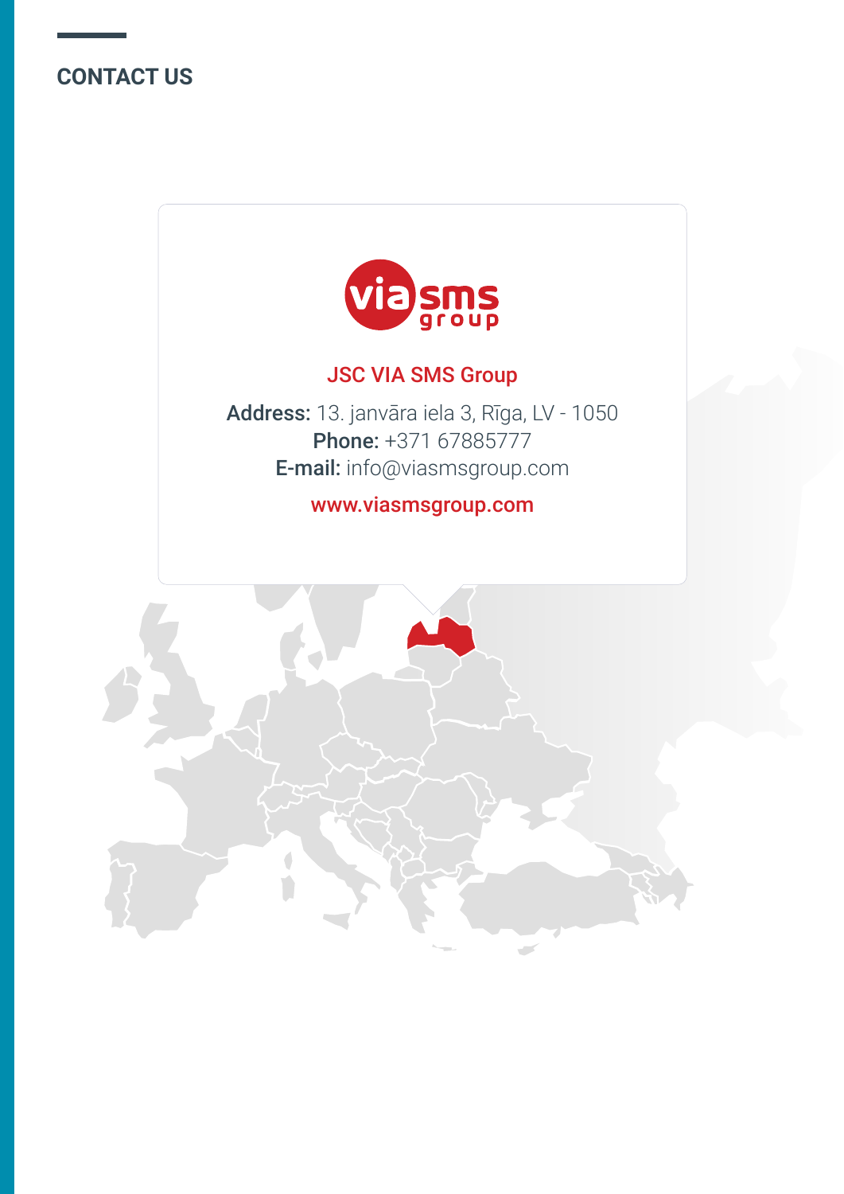## CONTACT US

**JSC VIA SMS Group**

**Address:** 13. janvāra iela 3, Rīga, LV - 1050
**Phone:** +371 67885777
**E-mail:** info@viasmsgroup.com

www.viasmsgroup.com